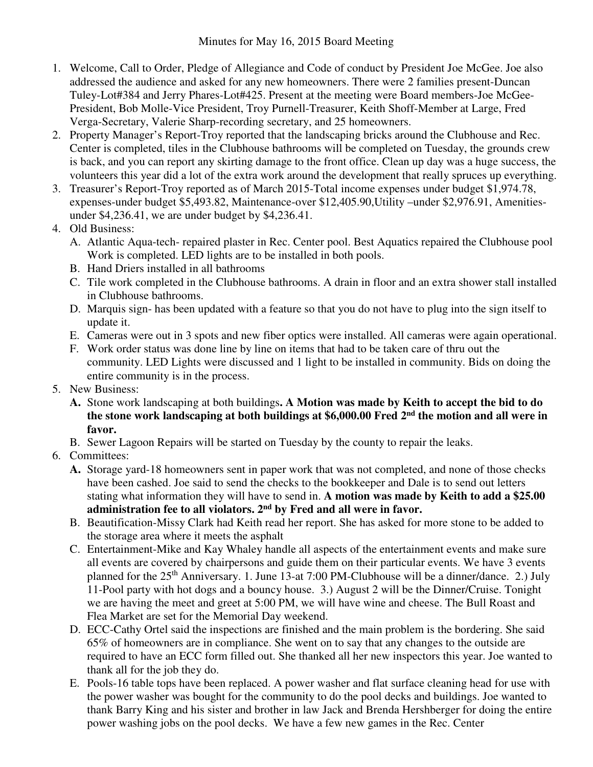Minutes for May 16, 2015 Board Meeting

1. Welcome, Call to Order, Pledge of Allegiance and Code of conduct by President Joe McGee. Joe also addressed the audience and asked for any new homeowners. There were 2 families present-Duncan Tuley-Lot#384 and Jerry Phares-Lot#425. Present at the meeting were Board members-Joe McGee-President, Bob Molle-Vice President, Troy Purnell-Treasurer, Keith Shoff-Member at Large, Fred Verga-Secretary, Valerie Sharp-recording secretary, and 25 homeowners.
2. Property Manager's Report-Troy reported that the landscaping bricks around the Clubhouse and Rec. Center is completed, tiles in the Clubhouse bathrooms will be completed on Tuesday, the grounds crew is back, and you can report any skirting damage to the front office. Clean up day was a huge success, the volunteers this year did a lot of the extra work around the development that really spruces up everything.
3. Treasurer's Report-Troy reported as of March 2015-Total income expenses under budget $1,974.78, expenses-under budget $5,493.82, Maintenance-over $12,405.90,Utility –under $2,976.91, Amenities-under $4,236.41, we are under budget by $4,236.41.
4. Old Business:
   A. Atlantic Aqua-tech- repaired plaster in Rec. Center pool. Best Aquatics repaired the Clubhouse pool Work is completed. LED lights are to be installed in both pools.
   B. Hand Driers installed in all bathrooms
   C. Tile work completed in the Clubhouse bathrooms. A drain in floor and an extra shower stall installed in Clubhouse bathrooms.
   D. Marquis sign- has been updated with a feature so that you do not have to plug into the sign itself to update it.
   E. Cameras were out in 3 spots and new fiber optics were installed. All cameras were again operational.
   F. Work order status was done line by line on items that had to be taken care of thru out the community. LED Lights were discussed and 1 light to be installed in community. Bids on doing the entire community is in the process.
5. New Business:
   **A.** Stone work landscaping at both buildings**. A Motion was made by Keith to accept the bid to do the stone work landscaping at both buildings at $6,000.00 Fred 2nd the motion and all were in favor.**
   B. Sewer Lagoon Repairs will be started on Tuesday by the county to repair the leaks.
6. Committees:
   **A.** Storage yard-18 homeowners sent in paper work that was not completed, and none of those checks have been cashed. Joe said to send the checks to the bookkeeper and Dale is to send out letters stating what information they will have to send in. **A motion was made by Keith to add a $25.00 administration fee to all violators. 2nd by Fred and all were in favor.**
   B. Beautification-Missy Clark had Keith read her report. She has asked for more stone to be added to the storage area where it meets the asphalt
   C. Entertainment-Mike and Kay Whaley handle all aspects of the entertainment events and make sure all events are covered by chairpersons and guide them on their particular events. We have 3 events planned for the 25th Anniversary. 1. June 13-at 7:00 PM-Clubhouse will be a dinner/dance. 2.) July 11-Pool party with hot dogs and a bouncy house. 3.) August 2 will be the Dinner/Cruise. Tonight we are having the meet and greet at 5:00 PM, we will have wine and cheese. The Bull Roast and Flea Market are set for the Memorial Day weekend.
   D. ECC-Cathy Ortel said the inspections are finished and the main problem is the bordering. She said 65% of homeowners are in compliance. She went on to say that any changes to the outside are required to have an ECC form filled out. She thanked all her new inspectors this year. Joe wanted to thank all for the job they do.
   E. Pools-16 table tops have been replaced. A power washer and flat surface cleaning head for use with the power washer was bought for the community to do the pool decks and buildings. Joe wanted to thank Barry King and his sister and brother in law Jack and Brenda Hershberger for doing the entire power washing jobs on the pool decks. We have a few new games in the Rec. Center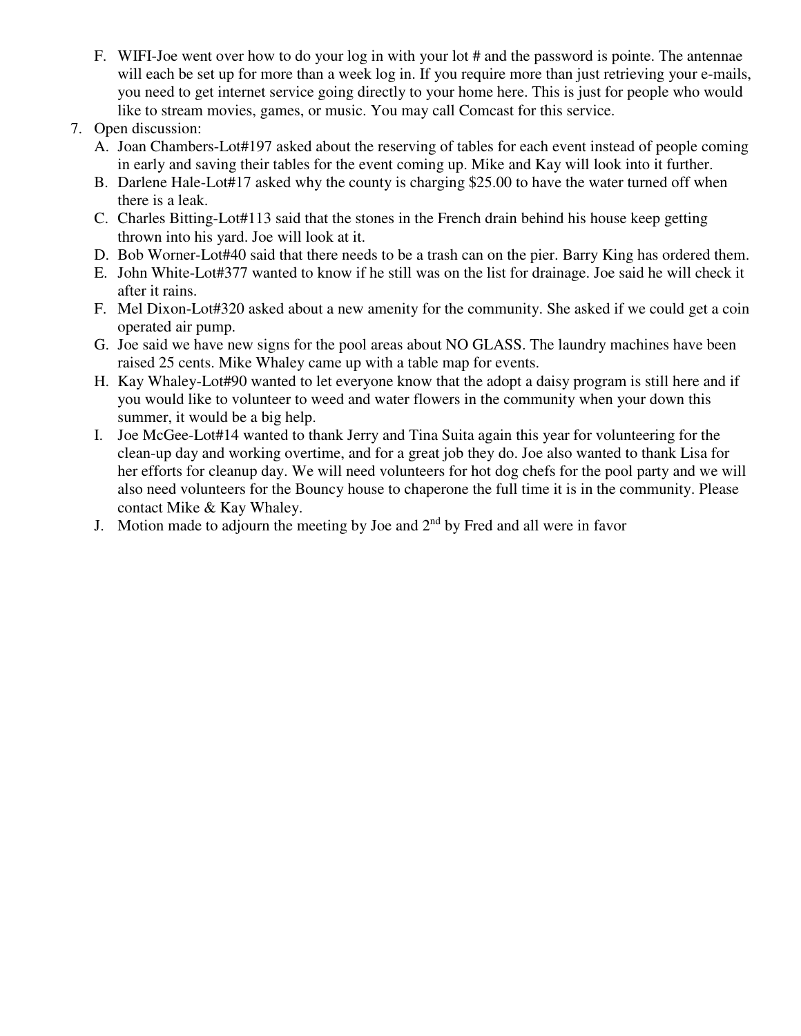F. WIFI-Joe went over how to do your log in with your lot # and the password is pointe. The antennae will each be set up for more than a week log in. If you require more than just retrieving your e-mails, you need to get internet service going directly to your home here. This is just for people who would like to stream movies, games, or music. You may call Comcast for this service.

7. Open discussion:

   A. Joan Chambers-Lot#197 asked about the reserving of tables for each event instead of people coming in early and saving their tables for the event coming up. Mike and Kay will look into it further.
   B. Darlene Hale-Lot#17 asked why the county is charging $25.00 to have the water turned off when there is a leak.
   C. Charles Bitting-Lot#113 said that the stones in the French drain behind his house keep getting thrown into his yard. Joe will look at it.
   D. Bob Worner-Lot#40 said that there needs to be a trash can on the pier. Barry King has ordered them.
   E. John White-Lot#377 wanted to know if he still was on the list for drainage. Joe said he will check it after it rains.
   F. Mel Dixon-Lot#320 asked about a new amenity for the community. She asked if we could get a coin operated air pump.
   G. Joe said we have new signs for the pool areas about NO GLASS. The laundry machines have been raised 25 cents. Mike Whaley came up with a table map for events.
   H. Kay Whaley-Lot#90 wanted to let everyone know that the adopt a daisy program is still here and if you would like to volunteer to weed and water flowers in the community when your down this summer, it would be a big help.
   I. Joe McGee-Lot#14 wanted to thank Jerry and Tina Suita again this year for volunteering for the clean-up day and working overtime, and for a great job they do. Joe also wanted to thank Lisa for her efforts for cleanup day. We will need volunteers for hot dog chefs for the pool party and we will also need volunteers for the Bouncy house to chaperone the full time it is in the community. Please contact Mike & Kay Whaley.
   J. Motion made to adjourn the meeting by Joe and 2nd by Fred and all were in favor